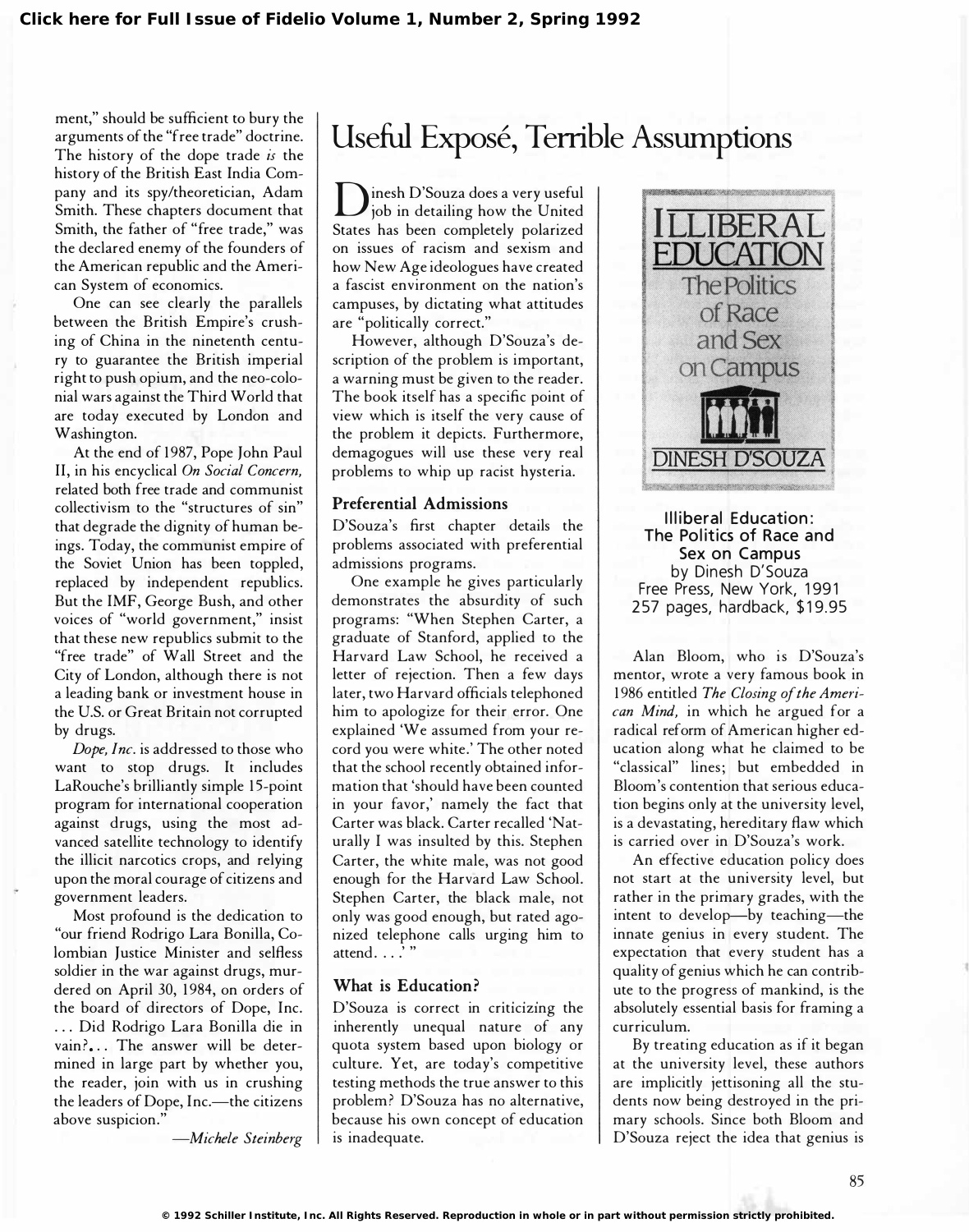ment," should be sufficient to bury the arguments of the "free trade" doctrine. The history of the dope trade *is* the history of the British East India Company and its spy/theoretician, Adam Smith. These chapters document that Smith, the father of "free trade," was the declared enemy of the founders of the American republic and the American System of economics.

One can see clearly the parallels between the British Empire's crushing of China in the nineteenth century to guarantee the British imperial right to push opium, and the neo-colonial wars against the Third World that are today executed by London and Washington.

At the end of 1987, Pope John Paul II, in his encyclical *On Social Concern,* related both free trade and communist collectivism to the "structures of sin" that degrade the dignity of human beings. Today, the communist empire of the Soviet Union has been toppled, replaced by independent republics. But the IMF, George Bush, and other voices of "world government," insist that these new republics submit to the "free trade" of Wall Street and the City of London, although there is not a leading bank or investment house in the U.S. or Great Britain not corrupted by drugs.

*Dope, Inc.* is addressed to those who want to stop drugs. It includes LaRouche's brilliantly simple 15-point program for international cooperation against drugs, using the most advanced satellite technology to identify the illicit narcotics crops, and relying upon the moral courage of citizens and government leaders.

Most profound is the dedication to "our friend Rodrigo Lara Bonilla, Colombian Justice Minister and selfless soldier in the war against drugs, murdered on April 30, 1984, on orders of the board of directors of Dope, Inc. . . . Did Rodrigo Lara Bonilla die in vain?. . . The answer will be determined in large part by whether you, the reader, join with us in crushing the leaders of Dope, Inc.—the citizens above suspicion."

—*Michele Steinberg*

# Useful Exposé, Terrible Assumptions

Dinesh D'Souza does a very useful job in detailing how the United States has been completely polarized on issues of racism and sexism and how New Age ideologues have created a fascist environment on the nation's campuses, by dictating what attitudes are "politically correct."

However, although D'Souza's description of the problem is important, a warning must be given to the reader. The book itself has a specific point of view which is itself the very cause of the problem it depicts. Furthermore, demagogues will use these very real problems to whip up racist hysteria.

### Preferential Admissions

D'Souza's first chapter details the problems associated with preferential admissions programs.

One example he gives particularly demonstrates the absurdity of such programs: "When Stephen Carter, a graduate of Stanford, applied to the Harvard Law School, he received a letter of rejection. Then a few days later, two Harvard officials telephoned him to apologize for their error. One explained 'We assumed from your record you were white.' The other noted that the school recently obtained information that 'should have been counted in your favor,' namely the fact that Carter was black. Carter recalled 'Naturally I was insulted by this. Stephen Carter, the white male, was not good enough for the Harvard Law School. Stephen Carter, the black male, not only was good enough, but rated agonized telephone calls urging him to attend. . . .' "

### What is Education?

D'Souza is correct in criticizing the inherently unequal nature of any quota system based upon biology or culture. Yet, are today's competitive testing methods the true answer to this problem? D'Souza has no alternative, because his own concept of education is inadequate.

**Illiberal Education: The Politics of Race and Sex on Campus**
by Dinesh D'Souza
Free Press, New York, 1991
257 pages, hardback, $19.95

Alan Bloom, who is D'Souza's mentor, wrote a very famous book in 1986 entitled *The Closing of the American Mind,* in which he argued for a radical reform of American higher education along what he claimed to be "classical" lines; but embedded in Bloom's contention that serious education begins only at the university level, is a devastating, hereditary flaw which is carried over in D'Souza's work.

An effective education policy does not start at the university level, but rather in the primary grades, with the intent to develop—by teaching—the innate genius in every student. The expectation that every student has a quality of genius which he can contribute to the progress of mankind, is the absolutely essential basis for framing a curriculum.

By treating education as if it began at the university level, these authors are implicitly jettisoning all the students now being destroyed in the primary schools. Since both Bloom and D'Souza reject the idea that genius is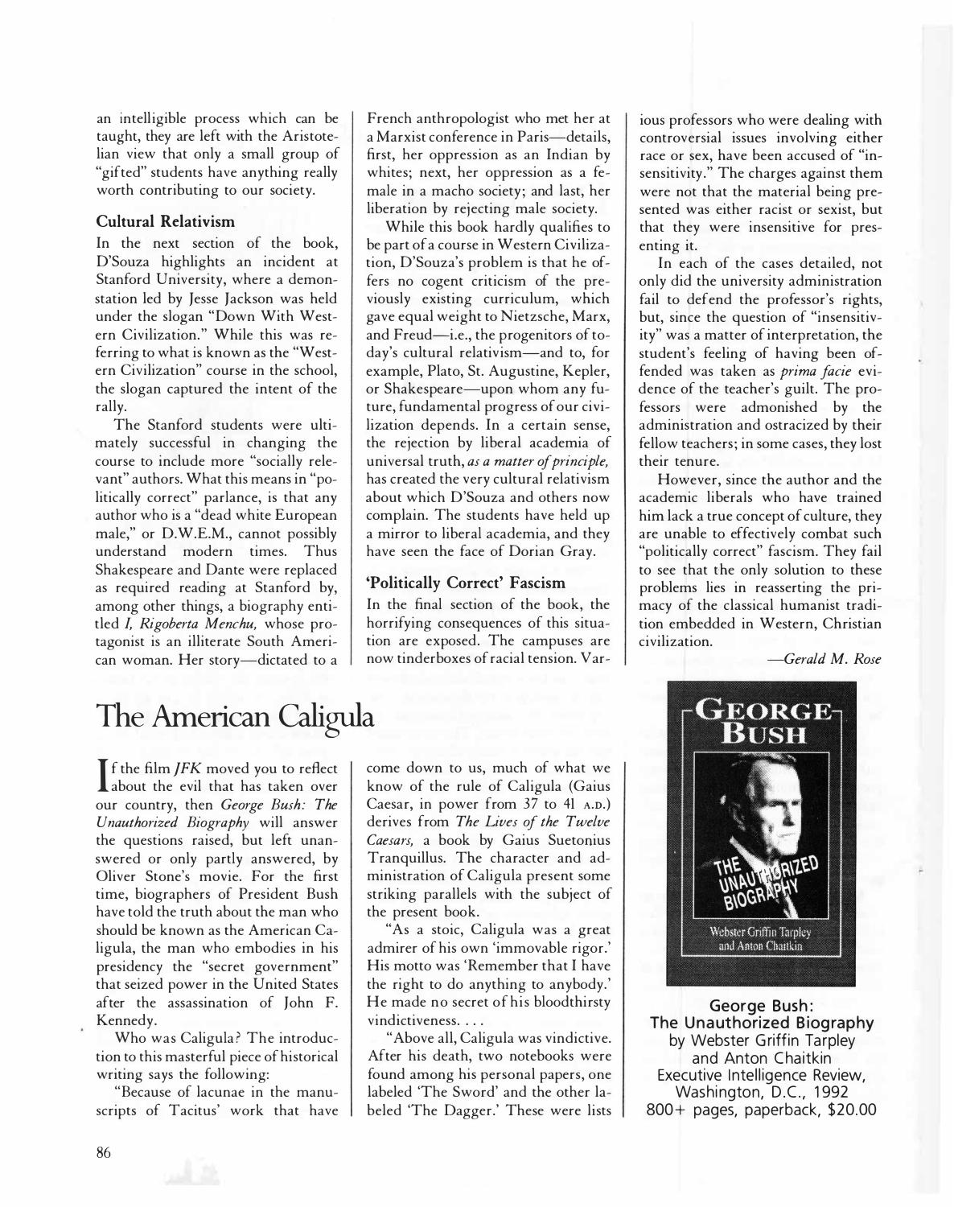an intelligible process which can be taught, they are left with the Aristotelian view that only a small group of "gifted" students have anything really worth contributing to our society.

### Cultural Relativism

In the next section of the book, D'Souza highlights an incident at Stanford University, where a demonstration led by Jesse Jackson was held under the slogan "Down With Western Civilization." While this was referring to what is known as the "Western Civilization" course in the school, the slogan captured the intent of the rally.

The Stanford students were ultimately successful in changing the course to include more "socially relevant" authors. What this means in "politically correct" parlance, is that any author who is a "dead white European male," or D.W.E.M., cannot possibly understand modern times. Thus Shakespeare and Dante were replaced as required reading at Stanford by, among other things, a biography entitled *I, Rigoberta Menchu,* whose protagonist is an illiterate South American woman. Her story—dictated to a French anthropologist who met her at a Marxist conference in Paris—details, first, her oppression as an Indian by whites; next, her oppression as a female in a macho society; and last, her liberation by rejecting male society.

While this book hardly qualifies to be part of a course in Western Civilization, D'Souza's problem is that he offers no cogent criticism of the previously existing curriculum, which gave equal weight to Nietzsche, Marx, and Freud—i.e., the progenitors of today's cultural relativism—and to, for example, Plato, St. Augustine, Kepler, or Shakespeare—upon whom any future, fundamental progress of our civilization depends. In a certain sense, the rejection by liberal academia of universal truth, *as a matter of principle,* has created the very cultural relativism about which D'Souza and others now complain. The students have held up a mirror to liberal academia, and they have seen the face of Dorian Gray.

### 'Politically Correct' Fascism

In the final section of the book, the horrifying consequences of this situation are exposed. The campuses are now tinderboxes of racial tension. Various professors who were dealing with controversial issues involving either race or sex, have been accused of "insensitivity." The charges against them were not that the material being presented was either racist or sexist, but that they were insensitive for presenting it.

In each of the cases detailed, not only did the university administration fail to defend the professor's rights, but, since the question of "insensitivity" was a matter of interpretation, the student's feeling of having been offended was taken as *prima facie* evidence of the teacher's guilt. The professors were admonished by the administration and ostracized by their fellow teachers; in some cases, they lost their tenure.

However, since the author and the academic liberals who have trained him lack a true concept of culture, they are unable to effectively combat such "politically correct" fascism. They fail to see that the only solution to these problems lies in reasserting the primacy of the classical humanist tradition embedded in Western, Christian civilization.

—*Gerald M. Rose*

# The American Caligula

If the film *JFK* moved you to reflect about the evil that has taken over our country, then *George Bush: The Unauthorized Biography* will answer the questions raised, but left unanswered or only partly answered, by Oliver Stone's movie. For the first time, biographers of President Bush have told the truth about the man who should be known as the American Caligula, the man who embodies in his presidency the "secret government" that seized power in the United States after the assassination of John F. Kennedy.

Who was Caligula? The introduction to this masterful piece of historical writing says the following:

"Because of lacunae in the manuscripts of Tacitus' work that have come down to us, much of what we know of the rule of Caligula (Gaius Caesar, in power from 37 to 41 A.D.) derives from *The Lives of the Twelve Caesars,* a book by Gaius Suetonius Tranquillus. The character and administration of Caligula present some striking parallels with the subject of the present book.

"As a stoic, Caligula was a great admirer of his own 'immovable rigor.' His motto was 'Remember that I have the right to do anything to anybody.' He made no secret of his bloodthirsty vindictiveness. . . .

"Above all, Caligula was vindictive. After his death, two notebooks were found among his personal papers, one labeled 'The Sword' and the other labeled 'The Dagger.' These were lists

**George Bush: The Unauthorized Biography**
by Webster Griffin Tarpley and Anton Chaitkin
Executive Intelligence Review, Washington, D.C., 1992
800+ pages, paperback, $20.00